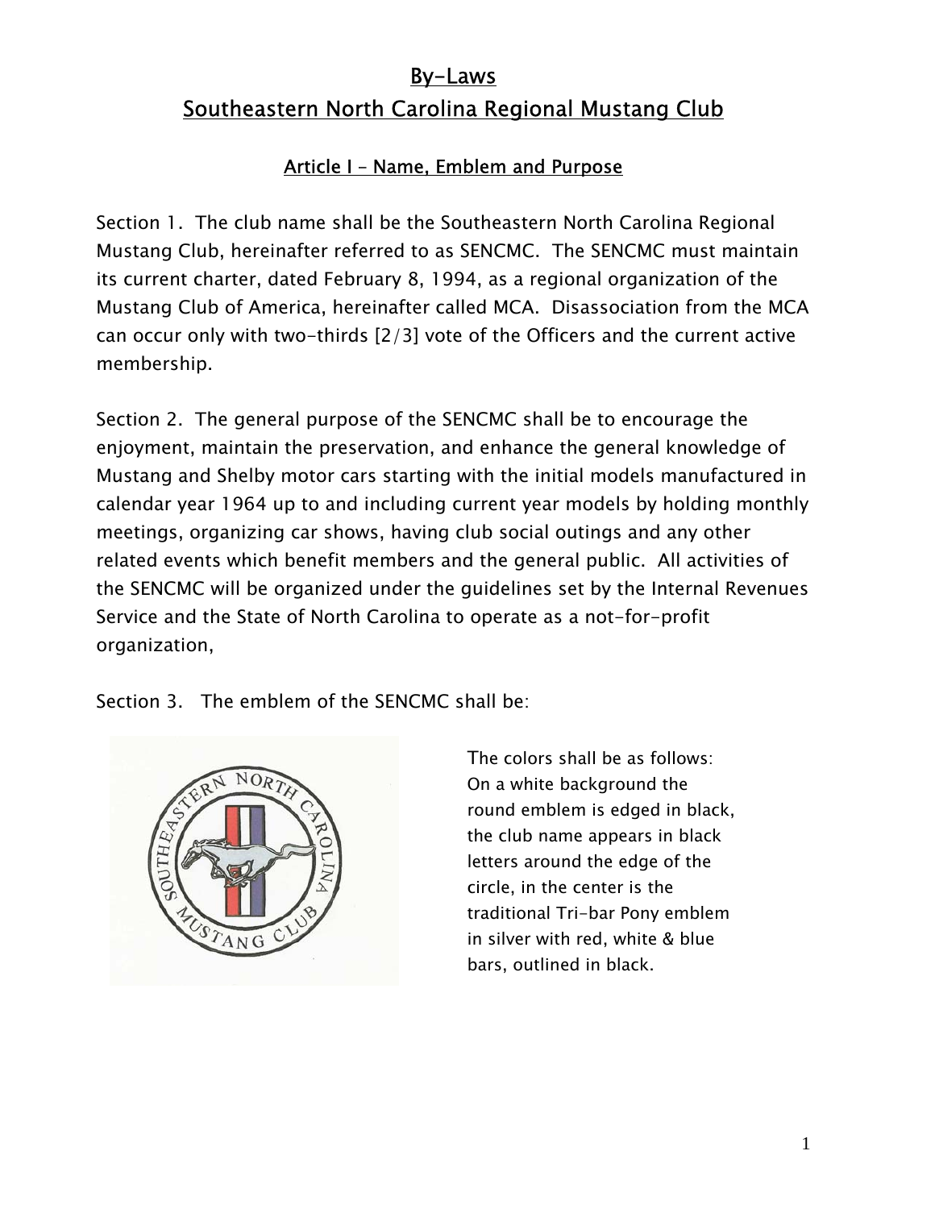# By-Laws

# Southeastern North Carolina Regional Mustang Club

## Article I – Name, Emblem and Purpose

Section 1. The club name shall be the Southeastern North Carolina Regional Mustang Club, hereinafter referred to as SENCMC. The SENCMC must maintain its current charter, dated February 8, 1994, as a regional organization of the Mustang Club of America, hereinafter called MCA. Disassociation from the MCA can occur only with two-thirds [2/3] vote of the Officers and the current active membership.

Section 2. The general purpose of the SENCMC shall be to encourage the enjoyment, maintain the preservation, and enhance the general knowledge of Mustang and Shelby motor cars starting with the initial models manufactured in calendar year 1964 up to and including current year models by holding monthly meetings, organizing car shows, having club social outings and any other related events which benefit members and the general public. All activities of the SENCMC will be organized under the guidelines set by the Internal Revenues Service and the State of North Carolina to operate as a not-for-profit organization,

Section 3. The emblem of the SENCMC shall be:

The colors shall be as follows: On a white background the round emblem is edged in black, the club name appears in black letters around the edge of the circle, in the center is the traditional Tri-bar Pony emblem in silver with red, white & blue bars, outlined in black.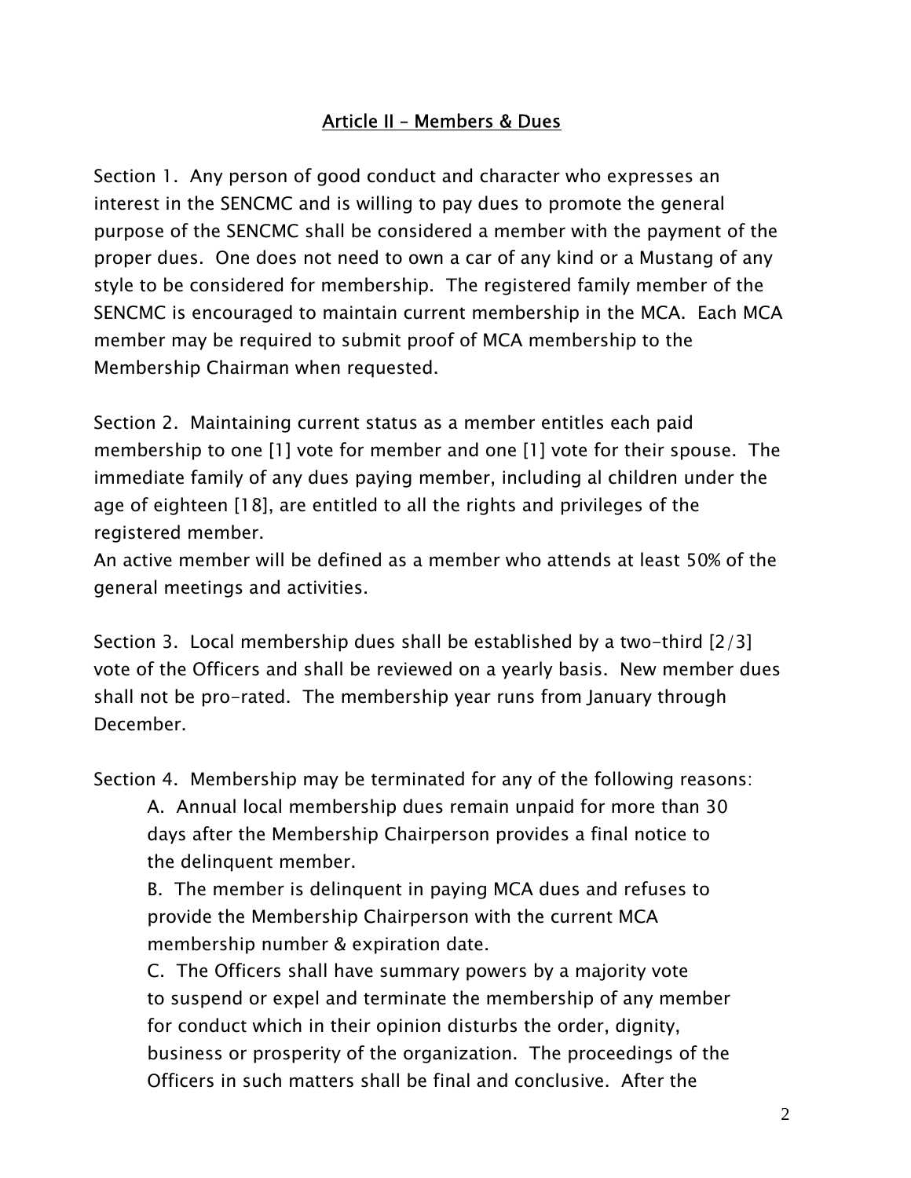## Article II – Members & Dues

Section 1. Any person of good conduct and character who expresses an interest in the SENCMC and is willing to pay dues to promote the general purpose of the SENCMC shall be considered a member with the payment of the proper dues. One does not need to own a car of any kind or a Mustang of any style to be considered for membership. The registered family member of the SENCMC is encouraged to maintain current membership in the MCA. Each MCA member may be required to submit proof of MCA membership to the Membership Chairman when requested.

Section 2. Maintaining current status as a member entitles each paid membership to one [1] vote for member and one [1] vote for their spouse. The immediate family of any dues paying member, including al children under the age of eighteen [18], are entitled to all the rights and privileges of the registered member.
An active member will be defined as a member who attends at least 50% of the general meetings and activities.

Section 3. Local membership dues shall be established by a two-third [2/3] vote of the Officers and shall be reviewed on a yearly basis. New member dues shall not be pro-rated. The membership year runs from January through December.

Section 4. Membership may be terminated for any of the following reasons:

A. Annual local membership dues remain unpaid for more than 30 days after the Membership Chairperson provides a final notice to the delinquent member.

B. The member is delinquent in paying MCA dues and refuses to provide the Membership Chairperson with the current MCA membership number & expiration date.

C. The Officers shall have summary powers by a majority vote to suspend or expel and terminate the membership of any member for conduct which in their opinion disturbs the order, dignity, business or prosperity of the organization. The proceedings of the Officers in such matters shall be final and conclusive. After the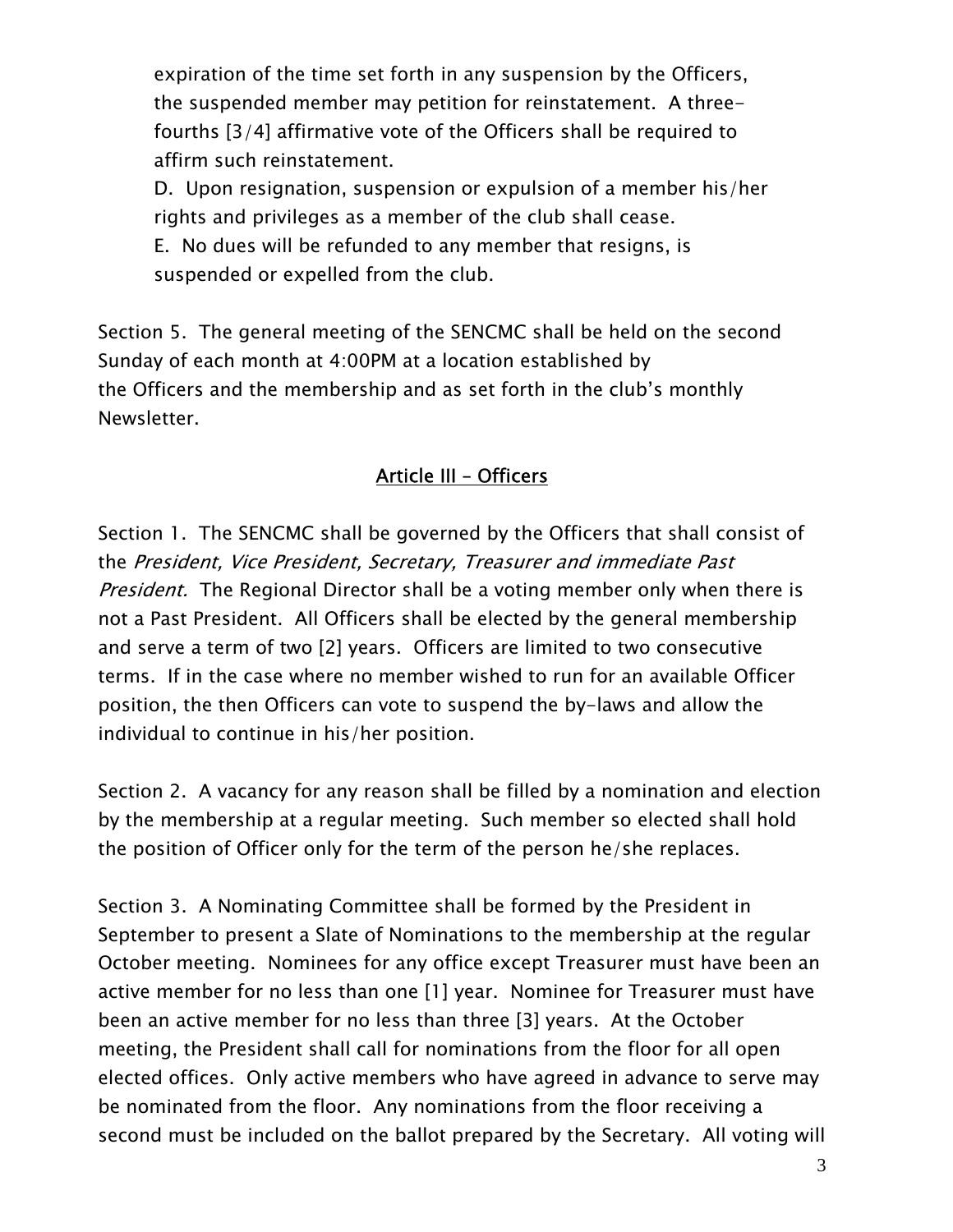expiration of the time set forth in any suspension by the Officers, the suspended member may petition for reinstatement. A three-fourths [3/4] affirmative vote of the Officers shall be required to affirm such reinstatement.

D. Upon resignation, suspension or expulsion of a member his/her rights and privileges as a member of the club shall cease.

E. No dues will be refunded to any member that resigns, is suspended or expelled from the club.

Section 5. The general meeting of the SENCMC shall be held on the second Sunday of each month at 4:00PM at a location established by the Officers and the membership and as set forth in the club's monthly Newsletter.

## Article III – Officers

Section 1. The SENCMC shall be governed by the Officers that shall consist of the *President, Vice President, Secretary, Treasurer and immediate Past President.* The Regional Director shall be a voting member only when there is not a Past President. All Officers shall be elected by the general membership and serve a term of two [2] years. Officers are limited to two consecutive terms. If in the case where no member wished to run for an available Officer position, the then Officers can vote to suspend the by-laws and allow the individual to continue in his/her position.

Section 2. A vacancy for any reason shall be filled by a nomination and election by the membership at a regular meeting. Such member so elected shall hold the position of Officer only for the term of the person he/she replaces.

Section 3. A Nominating Committee shall be formed by the President in September to present a Slate of Nominations to the membership at the regular October meeting. Nominees for any office except Treasurer must have been an active member for no less than one [1] year. Nominee for Treasurer must have been an active member for no less than three [3] years. At the October meeting, the President shall call for nominations from the floor for all open elected offices. Only active members who have agreed in advance to serve may be nominated from the floor. Any nominations from the floor receiving a second must be included on the ballot prepared by the Secretary. All voting will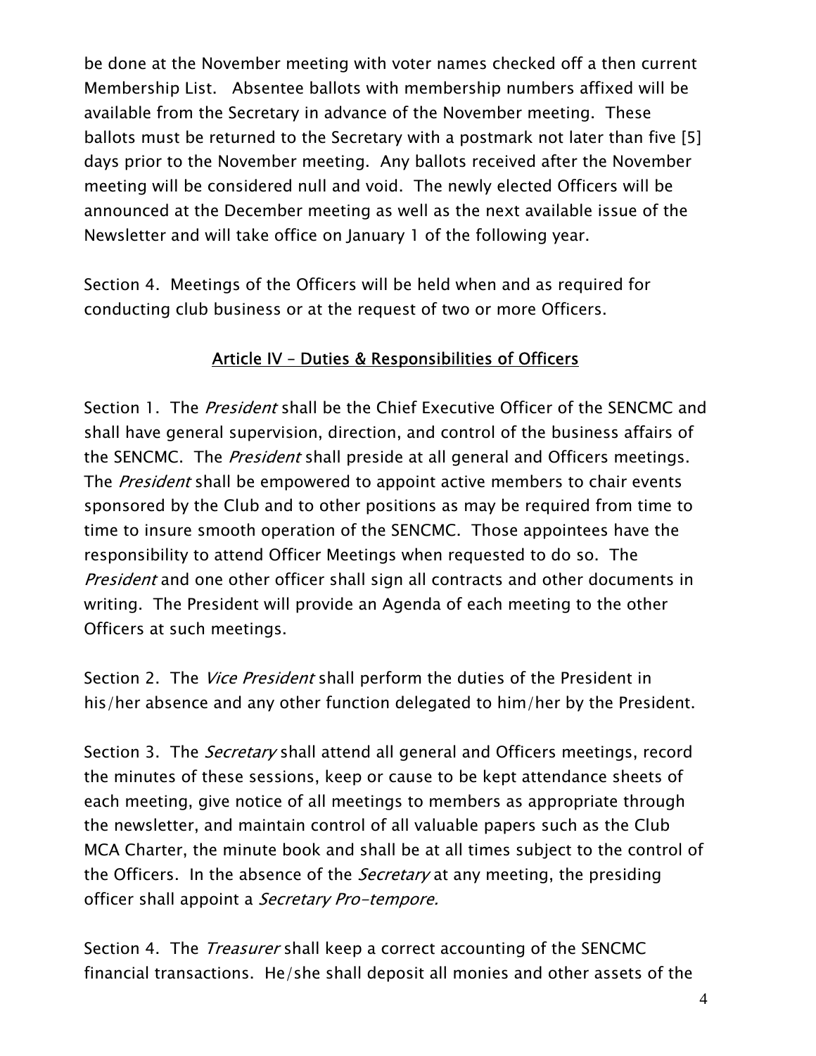be done at the November meeting with voter names checked off a then current Membership List.  Absentee ballots with membership numbers affixed will be available from the Secretary in advance of the November meeting.  These ballots must be returned to the Secretary with a postmark not later than five [5] days prior to the November meeting.  Any ballots received after the November meeting will be considered null and void.  The newly elected Officers will be announced at the December meeting as well as the next available issue of the Newsletter and will take office on January 1 of the following year.

Section 4.  Meetings of the Officers will be held when and as required for conducting club business or at the request of two or more Officers.

## Article IV – Duties & Responsibilities of Officers

Section 1.  The *President* shall be the Chief Executive Officer of the SENCMC and shall have general supervision, direction, and control of the business affairs of the SENCMC.  The *President* shall preside at all general and Officers meetings.  The *President* shall be empowered to appoint active members to chair events sponsored by the Club and to other positions as may be required from time to time to insure smooth operation of the SENCMC.  Those appointees have the responsibility to attend Officer Meetings when requested to do so.  The *President* and one other officer shall sign all contracts and other documents in writing.  The President will provide an Agenda of each meeting to the other Officers at such meetings.

Section 2.  The *Vice President* shall perform the duties of the President in his/her absence and any other function delegated to him/her by the President.

Section 3.  The *Secretary* shall attend all general and Officers meetings, record the minutes of these sessions, keep or cause to be kept attendance sheets of each meeting, give notice of all meetings to members as appropriate through the newsletter, and maintain control of all valuable papers such as the Club MCA Charter, the minute book and shall be at all times subject to the control of the Officers.  In the absence of the *Secretary* at any meeting, the presiding officer shall appoint a *Secretary Pro-tempore.*

Section 4.  The *Treasurer* shall keep a correct accounting of the SENCMC financial transactions.  He/she shall deposit all monies and other assets of the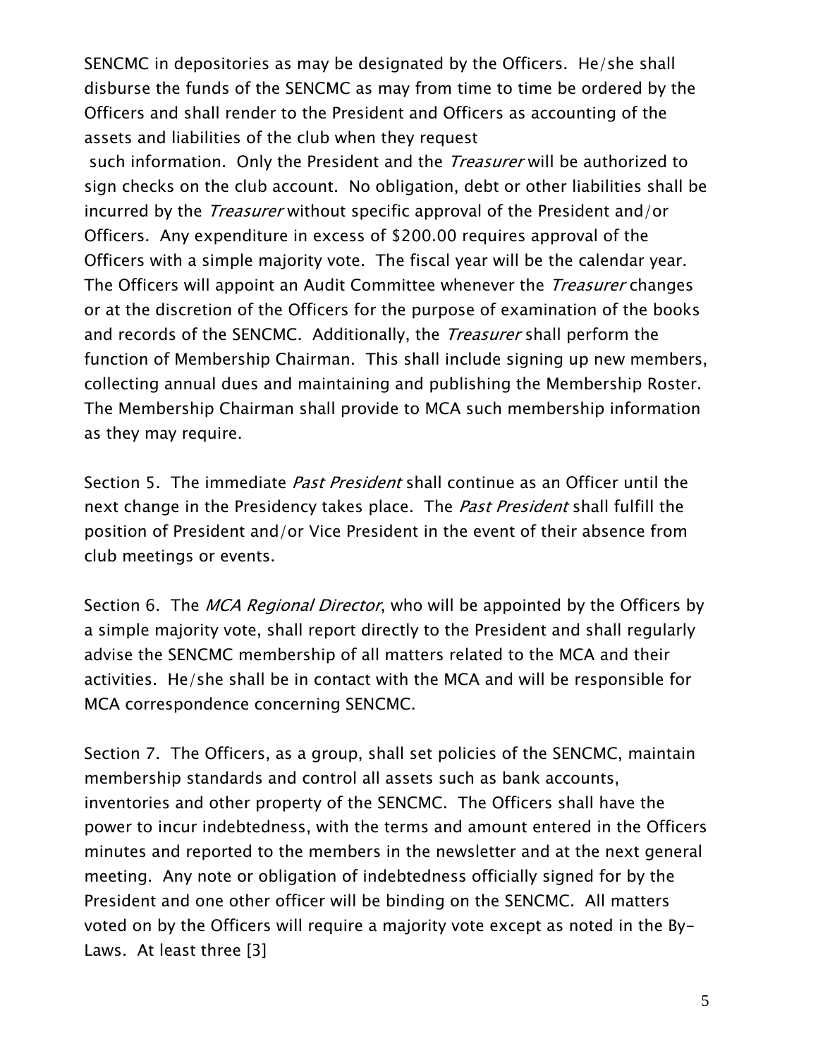SENCMC in depositories as may be designated by the Officers. He/she shall disburse the funds of the SENCMC as may from time to time be ordered by the Officers and shall render to the President and Officers as accounting of the assets and liabilities of the club when they request such information. Only the President and the *Treasurer* will be authorized to sign checks on the club account. No obligation, debt or other liabilities shall be incurred by the *Treasurer* without specific approval of the President and/or Officers. Any expenditure in excess of $200.00 requires approval of the Officers with a simple majority vote. The fiscal year will be the calendar year. The Officers will appoint an Audit Committee whenever the *Treasurer* changes or at the discretion of the Officers for the purpose of examination of the books and records of the SENCMC. Additionally, the *Treasurer* shall perform the function of Membership Chairman. This shall include signing up new members, collecting annual dues and maintaining and publishing the Membership Roster. The Membership Chairman shall provide to MCA such membership information as they may require.

Section 5. The immediate *Past President* shall continue as an Officer until the next change in the Presidency takes place. The *Past President* shall fulfill the position of President and/or Vice President in the event of their absence from club meetings or events.

Section 6. The *MCA Regional Director*, who will be appointed by the Officers by a simple majority vote, shall report directly to the President and shall regularly advise the SENCMC membership of all matters related to the MCA and their activities. He/she shall be in contact with the MCA and will be responsible for MCA correspondence concerning SENCMC.

Section 7. The Officers, as a group, shall set policies of the SENCMC, maintain membership standards and control all assets such as bank accounts, inventories and other property of the SENCMC. The Officers shall have the power to incur indebtedness, with the terms and amount entered in the Officers minutes and reported to the members in the newsletter and at the next general meeting. Any note or obligation of indebtedness officially signed for by the President and one other officer will be binding on the SENCMC. All matters voted on by the Officers will require a majority vote except as noted in the By-Laws. At least three [3]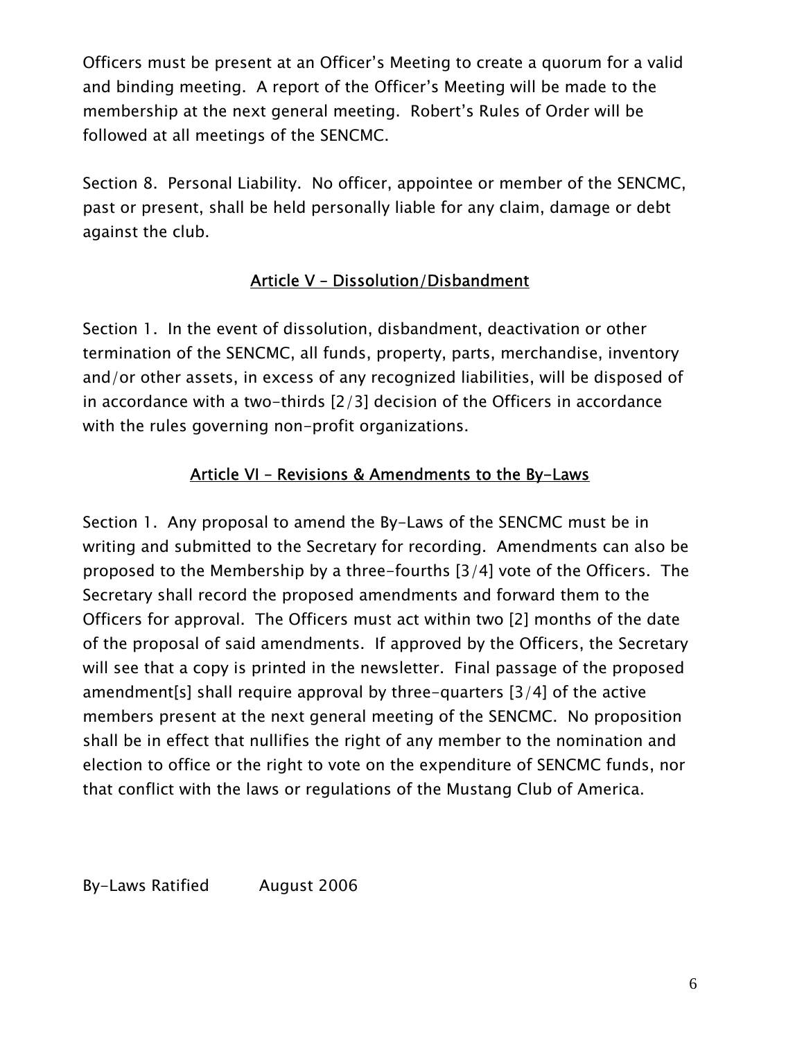Officers must be present at an Officer's Meeting to create a quorum for a valid and binding meeting. A report of the Officer's Meeting will be made to the membership at the next general meeting. Robert's Rules of Order will be followed at all meetings of the SENCMC.

Section 8. Personal Liability. No officer, appointee or member of the SENCMC, past or present, shall be held personally liable for any claim, damage or debt against the club.

## Article V – Dissolution/Disbandment

Section 1. In the event of dissolution, disbandment, deactivation or other termination of the SENCMC, all funds, property, parts, merchandise, inventory and/or other assets, in excess of any recognized liabilities, will be disposed of in accordance with a two-thirds [2/3] decision of the Officers in accordance with the rules governing non-profit organizations.

## Article VI – Revisions & Amendments to the By-Laws

Section 1. Any proposal to amend the By-Laws of the SENCMC must be in writing and submitted to the Secretary for recording. Amendments can also be proposed to the Membership by a three-fourths [3/4] vote of the Officers. The Secretary shall record the proposed amendments and forward them to the Officers for approval. The Officers must act within two [2] months of the date of the proposal of said amendments. If approved by the Officers, the Secretary will see that a copy is printed in the newsletter. Final passage of the proposed amendment[s] shall require approval by three-quarters [3/4] of the active members present at the next general meeting of the SENCMC. No proposition shall be in effect that nullifies the right of any member to the nomination and election to office or the right to vote on the expenditure of SENCMC funds, nor that conflict with the laws or regulations of the Mustang Club of America.

By-Laws Ratified August 2006